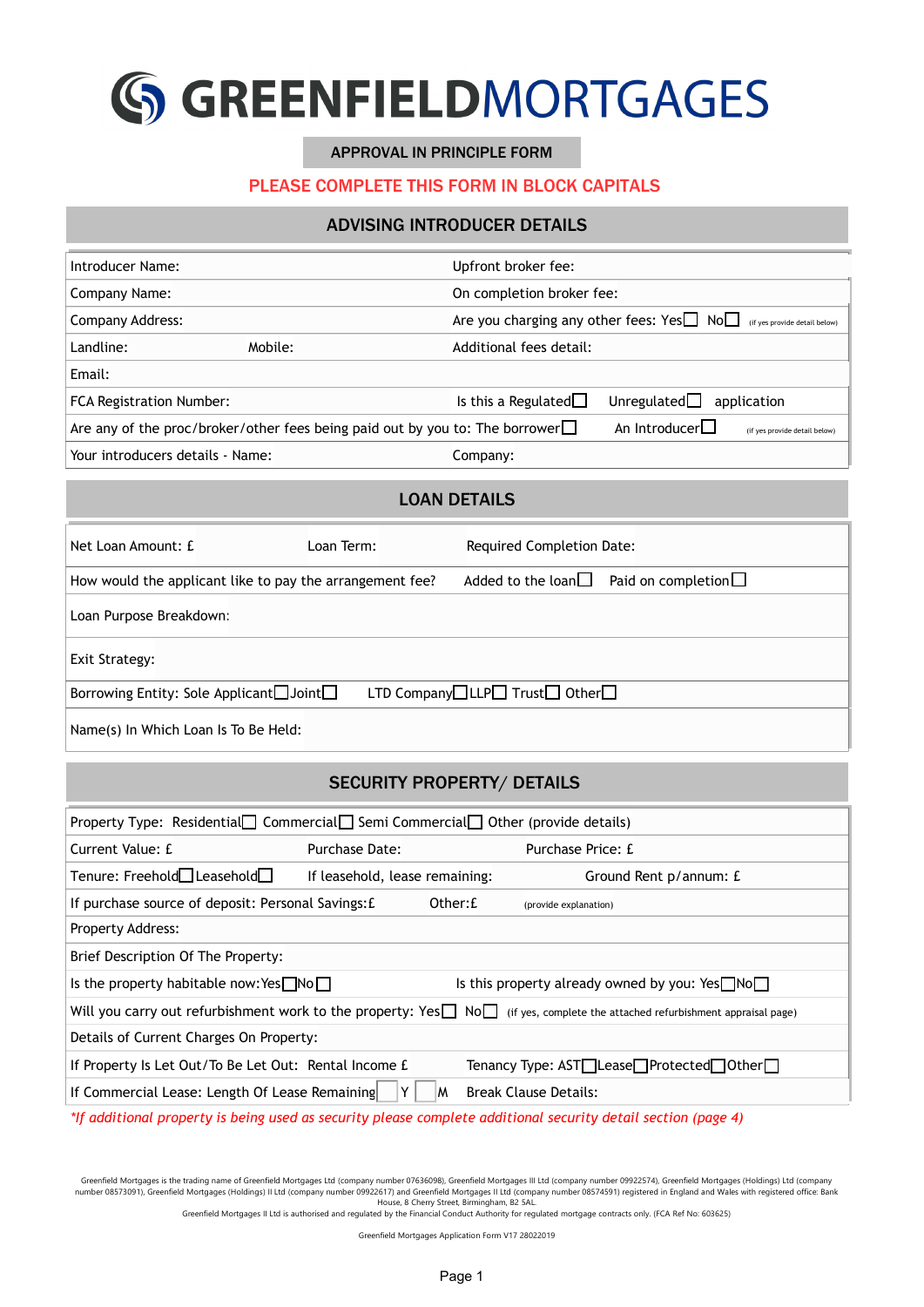# GREENFIELDMORTGAGES

**APPROVAL IN PRINCIPLE FORM**

**PLEASE COMPLETE THIS FORM IN BLOCK CAPITALS**

## ADVISING INTRODUCER DETAILS

| | | |
|---|---|---|
| Introducer Name: | | Upfront broker fee: |
| Company Name: | | On completion broker fee: |
| Company Address: | | Are you charging any other fees: Yes☐ No☐ (if yes provide detail below) |
| Landline: | Mobile: | Additional fees detail: |
| Email: | | |
| FCA Registration Number: | | Is this a Regulated☐ Unregulated☐ application |
| Are any of the proc/broker/other fees being paid out by you to: The borrower☐ | | An Introducer☐ (if yes provide detail below) |
| Your introducers details - Name: | | Company: |

## LOAN DETAILS

| | | |
|---|---|---|
| Net Loan Amount: £ | Loan Term: | Required Completion Date: |
| How would the applicant like to pay the arrangement fee? | | Added to the loan☐ Paid on completion☐ |
| Loan Purpose Breakdown: | | |
| Exit Strategy: | | |
| Borrowing Entity: Sole Applicant☐ Joint☐ | | LTD Company☐ LLP☐ Trust☐ Other☐ |
| Name(s) In Which Loan Is To Be Held: | | |

## SECURITY PROPERTY/ DETAILS

| | | |
|---|---|---|
| Property Type: Residential☐ Commercial☐ Semi Commercial☐ Other (provide details) | | |
| Current Value: £ | Purchase Date: | Purchase Price: £ |
| Tenure: Freehold☐ Leasehold☐ | If leasehold, lease remaining: | Ground Rent p/annum: £ |
| If purchase source of deposit: Personal Savings:£ | Other:£ | (provide explanation) |
| Property Address: | | |
| Brief Description Of The Property: | | |
| Is the property habitable now: Yes☐ No☐ | | Is this property already owned by you: Yes☐ No☐ |
| Will you carry out refurbishment work to the property: Yes☐ No☐ (if yes, complete the attached refurbishment appraisal page) | | |
| Details of Current Charges On Property: | | |
| If Property Is Let Out/To Be Let Out: Rental Income £ | | Tenancy Type: AST☐ Lease☐ Protected☐ Other☐ |
| If Commercial Lease: Length Of Lease Remaining ☐ Y ☐ M | | Break Clause Details: |

*\*If additional property is being used as security please complete additional security detail section (page 4)*

Greenfield Mortgages is the trading name of Greenfield Mortgages Ltd (company number 07636098), Greenfield Mortgages III Ltd (company number 09922574), Greenfield Mortgages (Holdings) Ltd (company number 08573091), Greenfield Mortgages (Holdings) II Ltd (company number 09922617) and Greenfield Mortgages II Ltd (company number 08574591) registered in England and Wales with registered office: Bank House, 8 Cherry Street, Birmingham, B2 5AL.
Greenfield Mortgages II Ltd is authorised and regulated by the Financial Conduct Authority for regulated mortgage contracts only. (FCA Ref No: 603625)

Greenfield Mortgages Application Form V17 28022019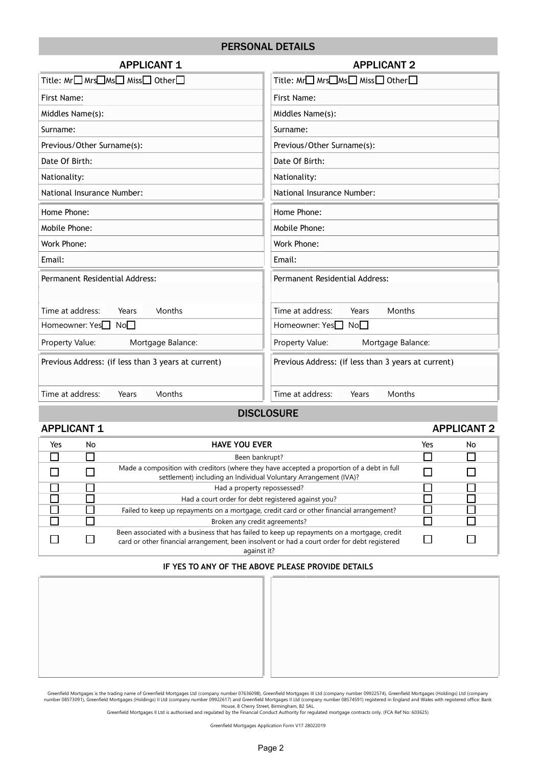## PERSONAL DETAILS

| APPLICANT 1 | APPLICANT 2 |
|---|---|
| Title: Mr☐ Mrs☐ Ms☐ Miss☐ Other☐ | Title: Mr☐ Mrs☐ Ms☐ Miss☐ Other☐ |
| First Name: | First Name: |
| Middles Name(s): | Middles Name(s): |
| Surname: | Surname: |
| Previous/Other Surname(s): | Previous/Other Surname(s): |
| Date Of Birth: | Date Of Birth: |
| Nationality: | Nationality: |
| National Insurance Number: | National Insurance Number: |
| Home Phone: | Home Phone: |
| Mobile Phone: | Mobile Phone: |
| Work Phone: | Work Phone: |
| Email: | Email: |
| Permanent Residential Address: | Permanent Residential Address: |
| Time at address: Years Months | Time at address: Years Months |
| Homeowner: Yes☐ No☐ | Homeowner: Yes☐ No☐ |
| Property Value: Mortgage Balance: | Property Value: Mortgage Balance: |
| Previous Address: (if less than 3 years at current) | Previous Address: (if less than 3 years at current) |
| Time at address: Years Months | Time at address: Years Months |

## DISCLOSURE

| APPLICANT 1 | | | APPLICANT 2 | |
|---|---|---|---|---|
| Yes | No | HAVE YOU EVER | Yes | No |
| ☐ | ☐ | Been bankrupt? | ☐ | ☐ |
| ☐ | ☐ | Made a composition with creditors (where they have accepted a proportion of a debt in full settlement) including an Individual Voluntary Arrangement (IVA)? | ☐ | ☐ |
| ☐ | ☐ | Had a property repossessed? | ☐ | ☐ |
| ☐ | ☐ | Had a court order for debt registered against you? | ☐ | ☐ |
| ☐ | ☐ | Failed to keep up repayments on a mortgage, credit card or other financial arrangement? | ☐ | ☐ |
| ☐ | ☐ | Broken any credit agreements? | ☐ | ☐ |
| ☐ | ☐ | Been associated with a business that has failed to keep up repayments on a mortgage, credit card or other financial arrangement, been insolvent or had a court order for debt registered against it? | ☐ | ☐ |

**IF YES TO ANY OF THE ABOVE PLEASE PROVIDE DETAILS**

| | |
|---|---|
| | |

Greenfield Mortgages is the trading name of Greenfield Mortgages Ltd (company number 07636098), Greenfield Mortgages III Ltd (company number 09922574), Greenfield Mortgages (Holdings) Ltd (company number 08573091), Greenfield Mortgages (Holdings) II Ltd (company number 09922617) and Greenfield Mortgages II Ltd (company number 08574591) registered in England and Wales with registered office: Bank House, 8 Cherry Street, Birmingham, B2 5AL.
Greenfield Mortgages II Ltd is authorised and regulated by the Financial Conduct Authority for regulated mortgage contracts only. (FCA Ref No: 603625)

Greenfield Mortgages Application Form V17 28022019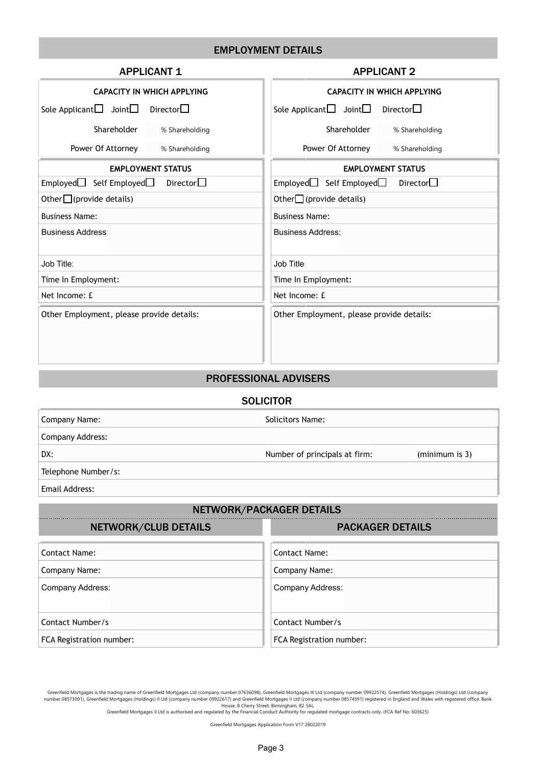## EMPLOYMENT DETAILS

| APPLICANT 1 | APPLICANT 2 |
|---|---|
| **CAPACITY IN WHICH APPLYING** | **CAPACITY IN WHICH APPLYING** |
| Sole Applicant ☐ Joint ☐ Director ☐ | Sole Applicant ☐ Joint ☐ Director ☐ |
| Shareholder % Shareholding | Shareholder % Shareholding |
| Power Of Attorney % Shareholding | Power Of Attorney % Shareholding |
| **EMPLOYMENT STATUS** | **EMPLOYMENT STATUS** |
| Employed ☐ Self Employed ☐ Director ☐ | Employed ☐ Self Employed ☐ Director ☐ |
| Other ☐ (provide details) | Other ☐ (provide details) |
| Business Name: | Business Name: |
| Business Address: | Business Address: |
| Job Title: | Job Title: |
| Time In Employment: | Time In Employment: |
| Net Income: £ | Net Income: £ |
| Other Employment, please provide details: | Other Employment, please provide details: |

## PROFESSIONAL ADVISERS

### SOLICITOR

| | |
|---|---|
| Company Name: | Solicitors Name: |
| Company Address: | |
| DX: | Number of principals at firm: (minimum is 3) |
| Telephone Number/s: | |
| Email Address: | |

## NETWORK/PACKAGER DETAILS

| NETWORK/CLUB DETAILS | PACKAGER DETAILS |
|---|---|
| Contact Name: | Contact Name: |
| Company Name: | Company Name: |
| Company Address: | Company Address: |
| Contact Number/s | Contact Number/s |
| FCA Registration number: | FCA Registration number: |

Greenfield Mortgages is the trading name of Greenfield Mortgages Ltd (company number 07636098), Greenfield Mortgages III Ltd (company number 09922574), Greenfield Mortgages (Holdings) Ltd (company number 08573091), Greenfield Mortgages (Holdings) II Ltd (company number 09922617) and Greenfield Mortgages II Ltd (company number 08574591) registered in England and Wales with registered office: Bank House, 8 Cherry Street, Birmingham, B2 5AL.
Greenfield Mortgages II Ltd is authorised and regulated by the Financial Conduct Authority for regulated mortgage contracts only. (FCA Ref No: 603625)

Greenfield Mortgages Application Form V17 28022019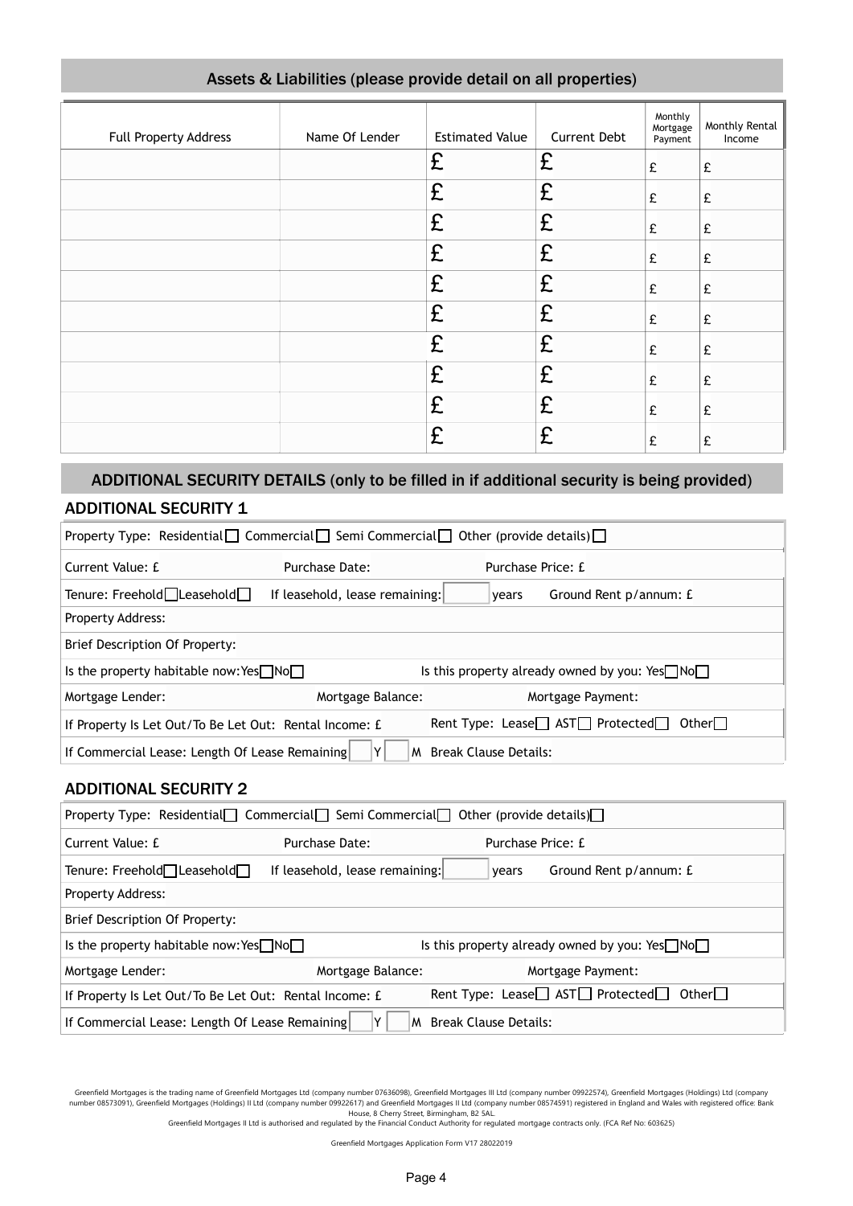## Assets & Liabilities (please provide detail on all properties)

| Full Property Address | Name Of Lender | Estimated Value | Current Debt | Monthly Mortgage Payment | Monthly Rental Income |
|---|---|---|---|---|---|
| | | £ | £ | £ | £ |
| | | £ | £ | £ | £ |
| | | £ | £ | £ | £ |
| | | £ | £ | £ | £ |
| | | £ | £ | £ | £ |
| | | £ | £ | £ | £ |
| | | £ | £ | £ | £ |
| | | £ | £ | £ | £ |
| | | £ | £ | £ | £ |
| | | £ | £ | £ | £ |

## ADDITIONAL SECURITY DETAILS (only to be filled in if additional security is being provided)

### ADDITIONAL SECURITY 1

Property Type: Residential ☐ Commercial ☐ Semi Commercial ☐ Other (provide details) ☐

Current Value: £ Purchase Date: Purchase Price: £

Tenure: Freehold ☐ Leasehold ☐ If leasehold, lease remaining: ____ years Ground Rent p/annum: £

Property Address:

Brief Description Of Property:

Is the property habitable now: Yes ☐ No ☐ Is this property already owned by you: Yes ☐ No ☐

Mortgage Lender: Mortgage Balance: Mortgage Payment:

If Property Is Let Out/To Be Let Out: Rental Income: £ Rent Type: Lease ☐ AST ☐ Protected ☐ Other ☐

If Commercial Lease: Length Of Lease Remaining ____ Y ____ M Break Clause Details:

### ADDITIONAL SECURITY 2

Property Type: Residential ☐ Commercial ☐ Semi Commercial ☐ Other (provide details) ☐

Current Value: £ Purchase Date: Purchase Price: £

Tenure: Freehold ☐ Leasehold ☐ If leasehold, lease remaining: ____ years Ground Rent p/annum: £

Property Address:

Brief Description Of Property:

Is the property habitable now: Yes ☐ No ☐ Is this property already owned by you: Yes ☐ No ☐

Mortgage Lender: Mortgage Balance: Mortgage Payment:

If Property Is Let Out/To Be Let Out: Rental Income: £ Rent Type: Lease ☐ AST ☐ Protected ☐ Other ☐

If Commercial Lease: Length Of Lease Remaining ____ Y ____ M Break Clause Details:

Greenfield Mortgages is the trading name of Greenfield Mortgages Ltd (company number 07636098), Greenfield Mortgages III Ltd (company number 09922574), Greenfield Mortgages (Holdings) Ltd (company number 08573091), Greenfield Mortgages (Holdings) II Ltd (company number 09922617) and Greenfield Mortgages II Ltd (company number 08574591) registered in England and Wales with registered office: Bank House, 8 Cherry Street, Birmingham, B2 5AL.
Greenfield Mortgages II Ltd is authorised and regulated by the Financial Conduct Authority for regulated mortgage contracts only. (FCA Ref No: 603625)

Greenfield Mortgages Application Form V17 28022019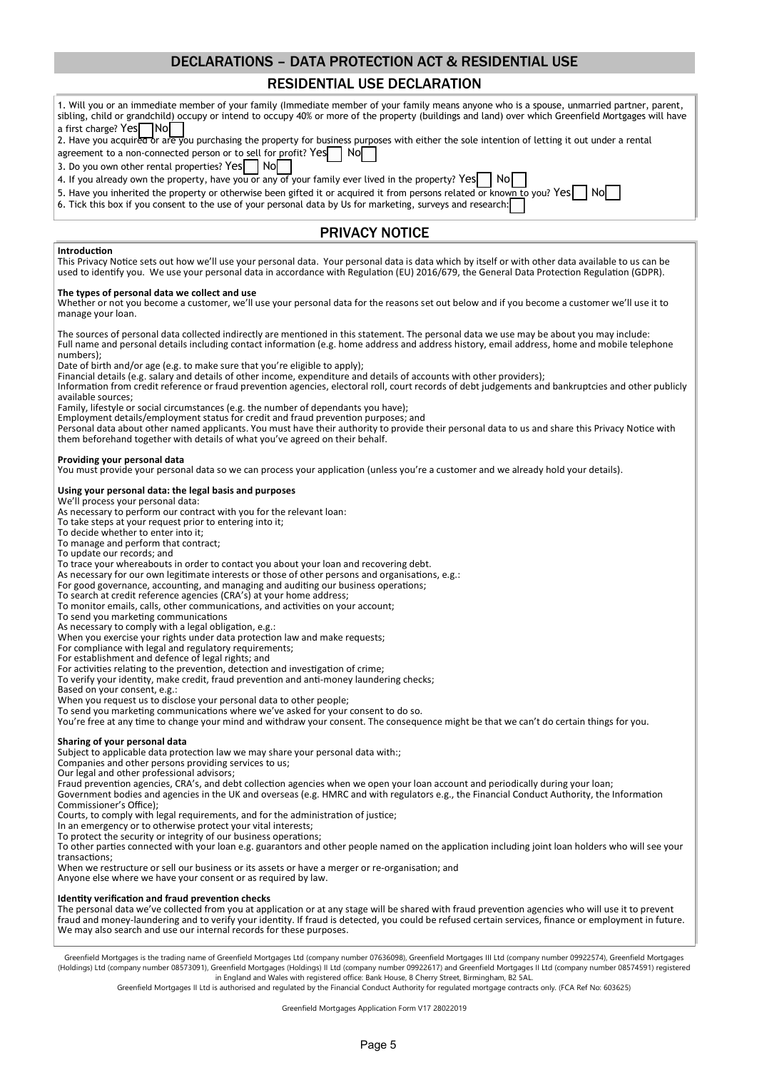# DECLARATIONS – DATA PROTECTION ACT & RESIDENTIAL USE

## RESIDENTIAL USE DECLARATION

1. Will you or an immediate member of your family (Immediate member of your family means anyone who is a spouse, unmarried partner, parent, sibling, child or grandchild) occupy or intend to occupy 40% or more of the property (buildings and land) over which Greenfield Mortgages will have a first charge? Yes ☐ No ☐
2. Have you acquired or are you purchasing the property for business purposes with either the sole intention of letting it out under a rental agreement to a non-connected person or to sell for profit? Yes ☐ No ☐
3. Do you own other rental properties? Yes ☐ No ☐
4. If you already own the property, have you or any of your family ever lived in the property? Yes ☐ No ☐
5. Have you inherited the property or otherwise been gifted it or acquired it from persons related or known to you? Yes ☐ No ☐
6. Tick this box if you consent to the use of your personal data by Us for marketing, surveys and research: ☐

## PRIVACY NOTICE

**Introduction**

This Privacy Notice sets out how we'll use your personal data. Your personal data is data which by itself or with other data available to us can be used to identify you. We use your personal data in accordance with Regulation (EU) 2016/679, the General Data Protection Regulation (GDPR).

**The types of personal data we collect and use**

Whether or not you become a customer, we'll use your personal data for the reasons set out below and if you become a customer we'll use it to manage your loan.

The sources of personal data collected indirectly are mentioned in this statement. The personal data we use may be about you may include:
Full name and personal details including contact information (e.g. home address and address history, email address, home and mobile telephone numbers);
Date of birth and/or age (e.g. to make sure that you're eligible to apply);
Financial details (e.g. salary and details of other income, expenditure and details of accounts with other providers);
Information from credit reference or fraud prevention agencies, electoral roll, court records of debt judgements and bankruptcies and other publicly available sources;
Family, lifestyle or social circumstances (e.g. the number of dependants you have);
Employment details/employment status for credit and fraud prevention purposes; and
Personal data about other named applicants. You must have their authority to provide their personal data to us and share this Privacy Notice with them beforehand together with details of what you've agreed on their behalf.

**Providing your personal data**

You must provide your personal data so we can process your application (unless you're a customer and we already hold your details).

**Using your personal data: the legal basis and purposes**

We'll process your personal data:
As necessary to perform our contract with you for the relevant loan:
To take steps at your request prior to entering into it;
To decide whether to enter into it;
To manage and perform that contract;
To update our records; and
To trace your whereabouts in order to contact you about your loan and recovering debt.
As necessary for our own legitimate interests or those of other persons and organisations, e.g.:
For good governance, accounting, and managing and auditing our business operations;
To search at credit reference agencies (CRA's) at your home address;
To monitor emails, calls, other communications, and activities on your account;
To send you marketing communications
As necessary to comply with a legal obligation, e.g.:
When you exercise your rights under data protection law and make requests;
For compliance with legal and regulatory requirements;
For establishment and defence of legal rights; and
For activities relating to the prevention, detection and investigation of crime;
To verify your identity, make credit, fraud prevention and anti-money laundering checks;
Based on your consent, e.g.:
When you request us to disclose your personal data to other people;
To send you marketing communications where we've asked for your consent to do so.
You're free at any time to change your mind and withdraw your consent. The consequence might be that we can't do certain things for you.

**Sharing of your personal data**

Subject to applicable data protection law we may share your personal data with:;
Companies and other persons providing services to us;
Our legal and other professional advisors;
Fraud prevention agencies, CRA's, and debt collection agencies when we open your loan account and periodically during your loan;
Government bodies and agencies in the UK and overseas (e.g. HMRC and with regulators e.g., the Financial Conduct Authority, the Information Commissioner's Office);
Courts, to comply with legal requirements, and for the administration of justice;
In an emergency or to otherwise protect your vital interests;
To protect the security or integrity of our business operations;
To other parties connected with your loan e.g. guarantors and other people named on the application including joint loan holders who will see your transactions;
When we restructure or sell our business or its assets or have a merger or re-organisation; and
Anyone else where we have your consent or as required by law.

**Identity verification and fraud prevention checks**

The personal data we've collected from you at application or at any stage will be shared with fraud prevention agencies who will use it to prevent fraud and money-laundering and to verify your identity. If fraud is detected, you could be refused certain services, finance or employment in future. We may also search and use our internal records for these purposes.

Greenfield Mortgages is the trading name of Greenfield Mortgages Ltd (company number 07636098), Greenfield Mortgages III Ltd (company number 09922574), Greenfield Mortgages (Holdings) Ltd (company number 08573091), Greenfield Mortgages (Holdings) II Ltd (company number 09922617) and Greenfield Mortgages II Ltd (company number 08574591) registered in England and Wales with registered office: Bank House, 8 Cherry Street, Birmingham, B2 5AL.
Greenfield Mortgages II Ltd is authorised and regulated by the Financial Conduct Authority for regulated mortgage contracts only. (FCA Ref No: 603625)

Greenfield Mortgages Application Form V17 28022019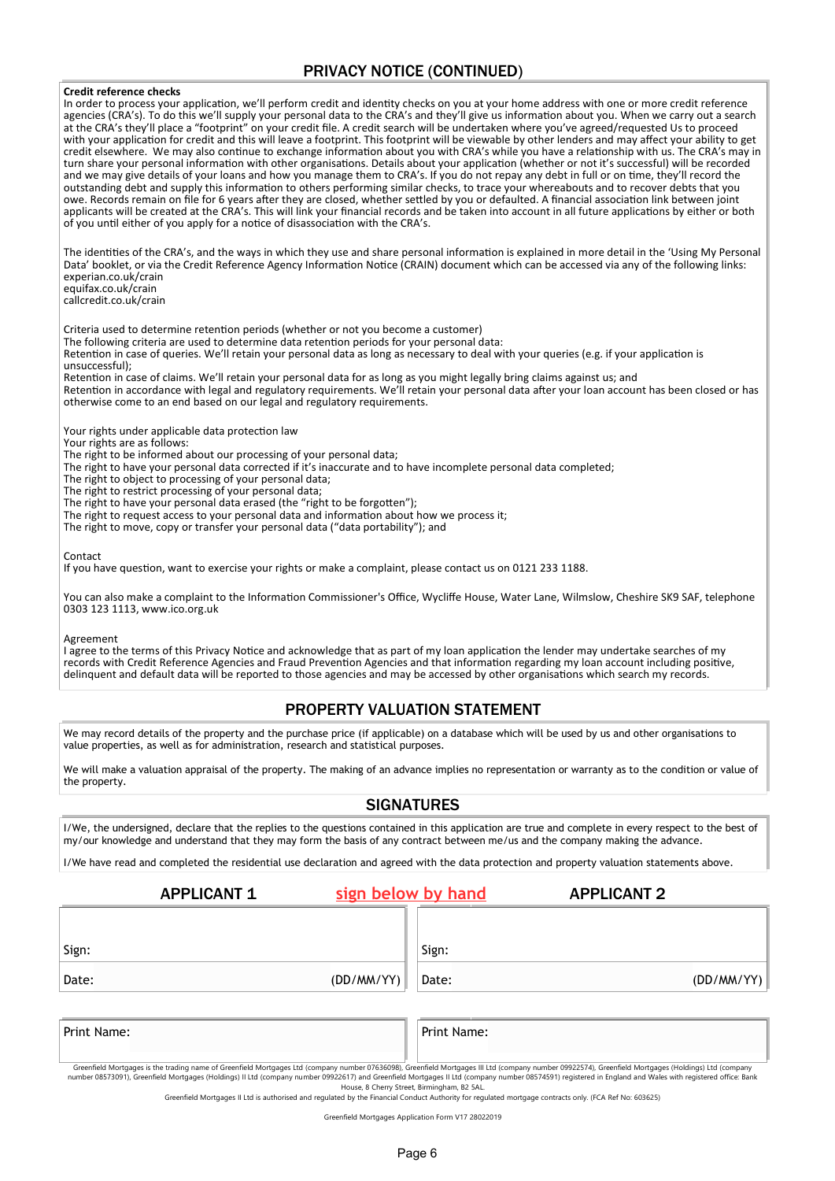## PRIVACY NOTICE (CONTINUED)

**Credit reference checks**

In order to process your application, we'll perform credit and identity checks on you at your home address with one or more credit reference agencies (CRA's). To do this we'll supply your personal data to the CRA's and they'll give us information about you. When we carry out a search at the CRA's they'll place a "footprint" on your credit file. A credit search will be undertaken where you've agreed/requested Us to proceed with your application for credit and this will leave a footprint. This footprint will be viewable by other lenders and may affect your ability to get credit elsewhere. We may also continue to exchange information about you with CRA's while you have a relationship with us. The CRA's may in turn share your personal information with other organisations. Details about your application (whether or not it's successful) will be recorded and we may give details of your loans and how you manage them to CRA's. If you do not repay any debt in full or on time, they'll record the outstanding debt and supply this information to others performing similar checks, to trace your whereabouts and to recover debts that you owe. Records remain on file for 6 years after they are closed, whether settled by you or defaulted. A financial association link between joint applicants will be created at the CRA's. This will link your financial records and be taken into account in all future applications by either or both of you until either of you apply for a notice of disassociation with the CRA's.

The identities of the CRA's, and the ways in which they use and share personal information is explained in more detail in the 'Using My Personal Data' booklet, or via the Credit Reference Agency Information Notice (CRAIN) document which can be accessed via any of the following links:
experian.co.uk/crain
equifax.co.uk/crain
callcredit.co.uk/crain

Criteria used to determine retention periods (whether or not you become a customer)
The following criteria are used to determine data retention periods for your personal data:
Retention in case of queries. We'll retain your personal data as long as necessary to deal with your queries (e.g. if your application is unsuccessful);
Retention in case of claims. We'll retain your personal data for as long as you might legally bring claims against us; and
Retention in accordance with legal and regulatory requirements. We'll retain your personal data after your loan account has been closed or has otherwise come to an end based on our legal and regulatory requirements.

Your rights under applicable data protection law
Your rights are as follows:
The right to be informed about our processing of your personal data;
The right to have your personal data corrected if it's inaccurate and to have incomplete personal data completed;
The right to object to processing of your personal data;
The right to restrict processing of your personal data;
The right to have your personal data erased (the "right to be forgotten");
The right to request access to your personal data and information about how we process it;
The right to move, copy or transfer your personal data ("data portability"); and

Contact
If you have question, want to exercise your rights or make a complaint, please contact us on 0121 233 1188.

You can also make a complaint to the Information Commissioner's Office, Wycliffe House, Water Lane, Wilmslow, Cheshire SK9 SAF, telephone 0303 123 1113, www.ico.org.uk

Agreement
I agree to the terms of this Privacy Notice and acknowledge that as part of my loan application the lender may undertake searches of my records with Credit Reference Agencies and Fraud Prevention Agencies and that information regarding my loan account including positive, delinquent and default data will be reported to those agencies and may be accessed by other organisations which search my records.

## PROPERTY VALUATION STATEMENT

We may record details of the property and the purchase price (if applicable) on a database which will be used by us and other organisations to value properties, as well as for administration, research and statistical purposes.

We will make a valuation appraisal of the property. The making of an advance implies no representation or warranty as to the condition or value of the property.

## SIGNATURES

I/We, the undersigned, declare that the replies to the questions contained in this application are true and complete in every respect to the best of my/our knowledge and understand that they may form the basis of any contract between me/us and the company making the advance.

I/We have read and completed the residential use declaration and agreed with the data protection and property valuation statements above.

**sign below by hand**

| APPLICANT 1 | | APPLICANT 2 | |
|---|---|---|---|
| Sign: | | Sign: | |
| Date: | (DD/MM/YY) | Date: | (DD/MM/YY) |
| Print Name: | | Print Name: | |

Greenfield Mortgages is the trading name of Greenfield Mortgages Ltd (company number 07636098), Greenfield Mortgages III Ltd (company number 09922574), Greenfield Mortgages (Holdings) Ltd (company number 08573091), Greenfield Mortgages (Holdings) II Ltd (company number 09922617) and Greenfield Mortgages II Ltd (company number 08574591) registered in England and Wales with registered office: Bank House, 8 Cherry Street, Birmingham, B2 5AL.
Greenfield Mortgages II Ltd is authorised and regulated by the Financial Conduct Authority for regulated mortgage contracts only. (FCA Ref No: 603625)

Greenfield Mortgages Application Form V17 28022019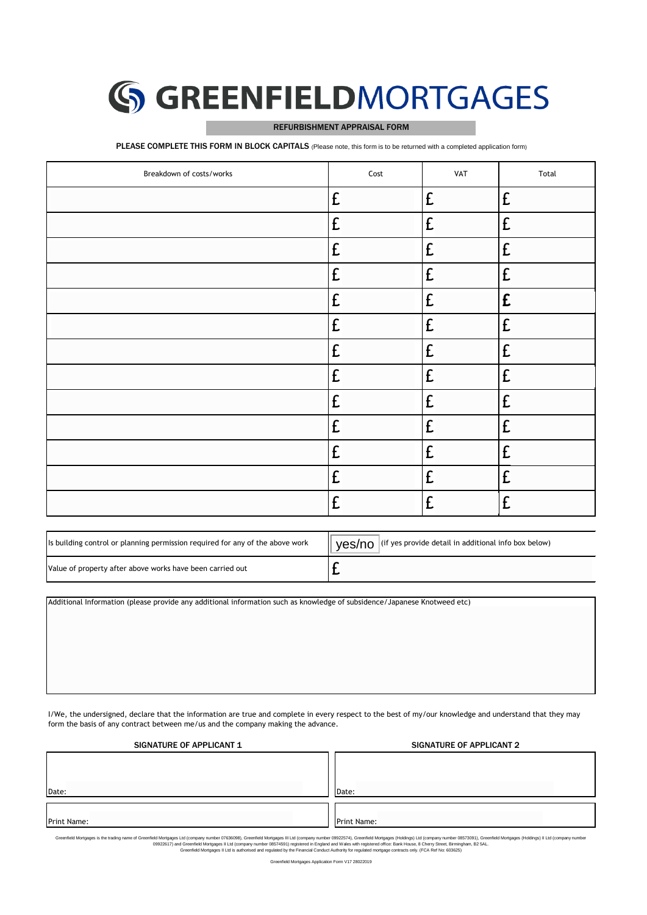# GREENFIELDMORTGAGES

**REFURBISHMENT APPRAISAL FORM**

**PLEASE COMPLETE THIS FORM IN BLOCK CAPITALS** (Please note, this form is to be returned with a completed application form)

| Breakdown of costs/works | Cost | VAT | Total |
|---|---|---|---|
| | £ | £ | £ |
| | £ | £ | £ |
| | £ | £ | £ |
| | £ | £ | £ |
| | £ | £ | £ |
| | £ | £ | £ |
| | £ | £ | £ |
| | £ | £ | £ |
| | £ | £ | £ |
| | £ | £ | £ |
| | £ | £ | £ |
| | £ | £ | £ |
| | £ | £ | £ |

| | |
|---|---|
| Is building control or planning permission required for any of the above work | yes/no (if yes provide detail in additional info box below) |
| Value of property after above works have been carried out | £ |

Additional Information (please provide any additional information such as knowledge of subsidence/Japanese Knotweed etc)

I/We, the undersigned, declare that the information are true and complete in every respect to the best of my/our knowledge and understand that they may form the basis of any contract between me/us and the company making the advance.

| SIGNATURE OF APPLICANT 1 | SIGNATURE OF APPLICANT 2 |
|---|---|
| Date: | Date: |
| Print Name: | Print Name: |

Greenfield Mortgages is the trading name of Greenfield Mortgages Ltd (company number 07636098), Greenfield Mortgages III Ltd (company number 09922574), Greenfield Mortgages (Holdings) Ltd (company number 08573091), Greenfield Mortgages (Holdings) II Ltd (company number 09922617) and Greenfield Mortgages II Ltd (company number 08574591) registered in England and Wales with registered office: Bank House, 8 Cherry Street, Birmingham, B2 5AL.
Greenfield Mortgages II Ltd is authorised and regulated by the Financial Conduct Authority for regulated mortgage contracts only. (FCA Ref No: 603625)

Greenfield Mortgages Application Form V17 28022019